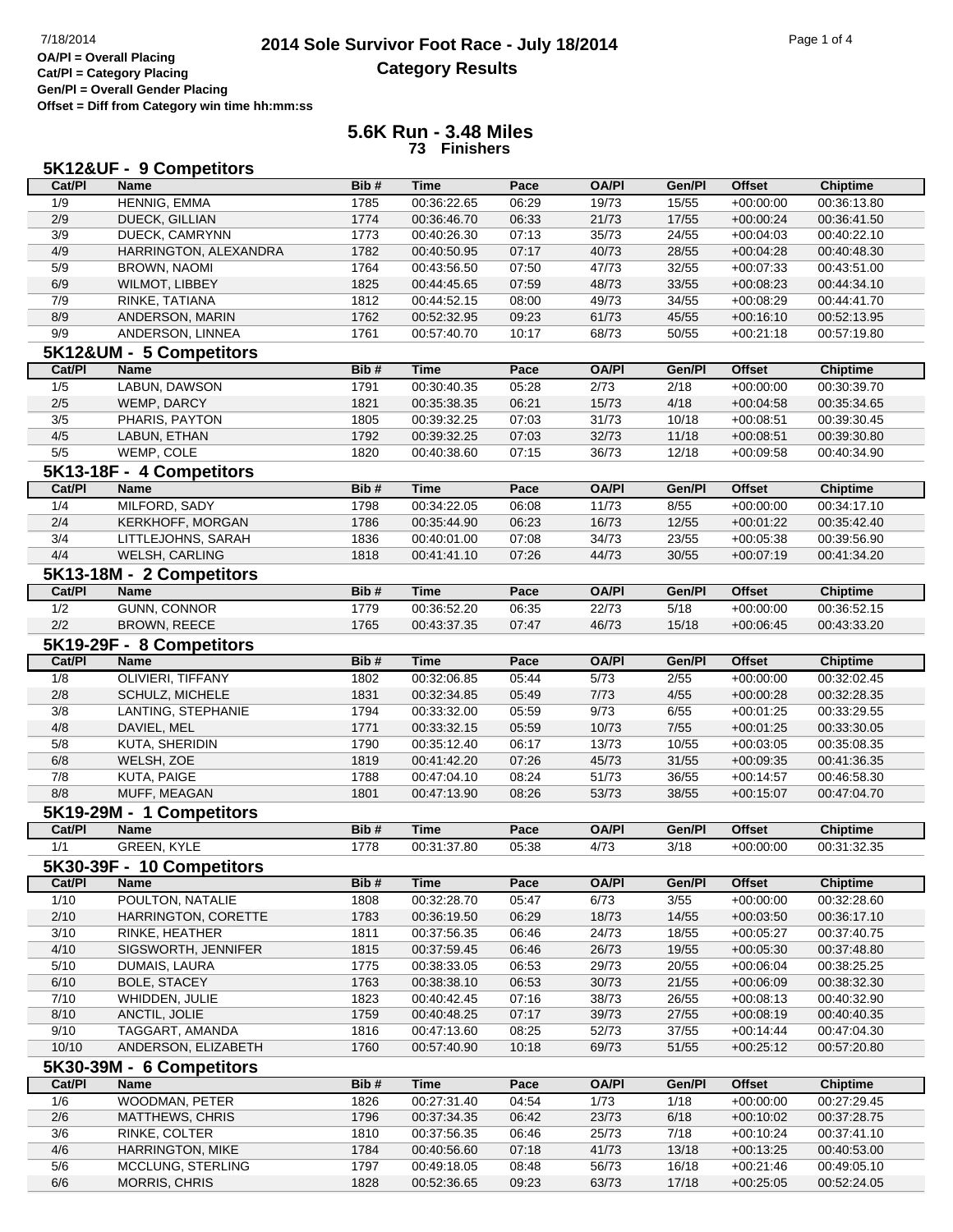7/18/2014

**OA/Pl = Overall Placing**
**Cat/Pl = Category Placing**
**Gen/Pl = Overall Gender Placing**
**Offset = Diff from Category win time hh:mm:ss**

# 2014 Sole Survivor Foot Race - July 18/2014
## Category Results

## 5.6K Run - 3.48 Miles
**73 Finishers**

### 5K12&UF - 9 Competitors

| Cat/Pl | Name | Bib # | Time | Pace | OA/Pl | Gen/Pl | Offset | Chiptime |
|---|---|---|---|---|---|---|---|---|
| 1/9 | HENNIG, EMMA | 1785 | 00:36:22.65 | 06:29 | 19/73 | 15/55 | +00:00:00 | 00:36:13.80 |
| 2/9 | DUECK, GILLIAN | 1774 | 00:36:46.70 | 06:33 | 21/73 | 17/55 | +00:00:24 | 00:36:41.50 |
| 3/9 | DUECK, CAMRYNN | 1773 | 00:40:26.30 | 07:13 | 35/73 | 24/55 | +00:04:03 | 00:40:22.10 |
| 4/9 | HARRINGTON, ALEXANDRA | 1782 | 00:40:50.95 | 07:17 | 40/73 | 28/55 | +00:04:28 | 00:40:48.30 |
| 5/9 | BROWN, NAOMI | 1764 | 00:43:56.50 | 07:50 | 47/73 | 32/55 | +00:07:33 | 00:43:51.00 |
| 6/9 | WILMOT, LIBBEY | 1825 | 00:44:45.65 | 07:59 | 48/73 | 33/55 | +00:08:23 | 00:44:34.10 |
| 7/9 | RINKE, TATIANA | 1812 | 00:44:52.15 | 08:00 | 49/73 | 34/55 | +00:08:29 | 00:44:41.70 |
| 8/9 | ANDERSON, MARIN | 1762 | 00:52:32.95 | 09:23 | 61/73 | 45/55 | +00:16:10 | 00:52:13.95 |
| 9/9 | ANDERSON, LINNEA | 1761 | 00:57:40.70 | 10:17 | 68/73 | 50/55 | +00:21:18 | 00:57:19.80 |

### 5K12&UM - 5 Competitors

| Cat/Pl | Name | Bib # | Time | Pace | OA/Pl | Gen/Pl | Offset | Chiptime |
|---|---|---|---|---|---|---|---|---|
| 1/5 | LABUN, DAWSON | 1791 | 00:30:40.35 | 05:28 | 2/73 | 2/18 | +00:00:00 | 00:30:39.70 |
| 2/5 | WEMP, DARCY | 1821 | 00:35:38.35 | 06:21 | 15/73 | 4/18 | +00:04:58 | 00:35:34.65 |
| 3/5 | PHARIS, PAYTON | 1805 | 00:39:32.25 | 07:03 | 31/73 | 10/18 | +00:08:51 | 00:39:30.45 |
| 4/5 | LABUN, ETHAN | 1792 | 00:39:32.25 | 07:03 | 32/73 | 11/18 | +00:08:51 | 00:39:30.80 |
| 5/5 | WEMP, COLE | 1820 | 00:40:38.60 | 07:15 | 36/73 | 12/18 | +00:09:58 | 00:40:34.90 |

### 5K13-18F - 4 Competitors

| Cat/Pl | Name | Bib # | Time | Pace | OA/Pl | Gen/Pl | Offset | Chiptime |
|---|---|---|---|---|---|---|---|---|
| 1/4 | MILFORD, SADY | 1798 | 00:34:22.05 | 06:08 | 11/73 | 8/55 | +00:00:00 | 00:34:17.10 |
| 2/4 | KERKHOFF, MORGAN | 1786 | 00:35:44.90 | 06:23 | 16/73 | 12/55 | +00:01:22 | 00:35:42.40 |
| 3/4 | LITTLEJOHNS, SARAH | 1836 | 00:40:01.00 | 07:08 | 34/73 | 23/55 | +00:05:38 | 00:39:56.90 |
| 4/4 | WELSH, CARLING | 1818 | 00:41:41.10 | 07:26 | 44/73 | 30/55 | +00:07:19 | 00:41:34.20 |

### 5K13-18M - 2 Competitors

| Cat/Pl | Name | Bib # | Time | Pace | OA/Pl | Gen/Pl | Offset | Chiptime |
|---|---|---|---|---|---|---|---|---|
| 1/2 | GUNN, CONNOR | 1779 | 00:36:52.20 | 06:35 | 22/73 | 5/18 | +00:00:00 | 00:36:52.15 |
| 2/2 | BROWN, REECE | 1765 | 00:43:37.35 | 07:47 | 46/73 | 15/18 | +00:06:45 | 00:43:33.20 |

### 5K19-29F - 8 Competitors

| Cat/Pl | Name | Bib # | Time | Pace | OA/Pl | Gen/Pl | Offset | Chiptime |
|---|---|---|---|---|---|---|---|---|
| 1/8 | OLIVIERI, TIFFANY | 1802 | 00:32:06.85 | 05:44 | 5/73 | 2/55 | +00:00:00 | 00:32:02.45 |
| 2/8 | SCHULZ, MICHELE | 1831 | 00:32:34.85 | 05:49 | 7/73 | 4/55 | +00:00:28 | 00:32:28.35 |
| 3/8 | LANTING, STEPHANIE | 1794 | 00:33:32.00 | 05:59 | 9/73 | 6/55 | +00:01:25 | 00:33:29.55 |
| 4/8 | DAVIEL, MEL | 1771 | 00:33:32.15 | 05:59 | 10/73 | 7/55 | +00:01:25 | 00:33:30.05 |
| 5/8 | KUTA, SHERIDIN | 1790 | 00:35:12.40 | 06:17 | 13/73 | 10/55 | +00:03:05 | 00:35:08.35 |
| 6/8 | WELSH, ZOE | 1819 | 00:41:42.20 | 07:26 | 45/73 | 31/55 | +00:09:35 | 00:41:36.35 |
| 7/8 | KUTA, PAIGE | 1788 | 00:47:04.10 | 08:24 | 51/73 | 36/55 | +00:14:57 | 00:46:58.30 |
| 8/8 | MUFF, MEAGAN | 1801 | 00:47:13.90 | 08:26 | 53/73 | 38/55 | +00:15:07 | 00:47:04.70 |

### 5K19-29M - 1 Competitors

| Cat/Pl | Name | Bib # | Time | Pace | OA/Pl | Gen/Pl | Offset | Chiptime |
|---|---|---|---|---|---|---|---|---|
| 1/1 | GREEN, KYLE | 1778 | 00:31:37.80 | 05:38 | 4/73 | 3/18 | +00:00:00 | 00:31:32.35 |

### 5K30-39F - 10 Competitors

| Cat/Pl | Name | Bib # | Time | Pace | OA/Pl | Gen/Pl | Offset | Chiptime |
|---|---|---|---|---|---|---|---|---|
| 1/10 | POULTON, NATALIE | 1808 | 00:32:28.70 | 05:47 | 6/73 | 3/55 | +00:00:00 | 00:32:28.60 |
| 2/10 | HARRINGTON, CORETTE | 1783 | 00:36:19.50 | 06:29 | 18/73 | 14/55 | +00:03:50 | 00:36:17.10 |
| 3/10 | RINKE, HEATHER | 1811 | 00:37:56.35 | 06:46 | 24/73 | 18/55 | +00:05:27 | 00:37:40.75 |
| 4/10 | SIGSWORTH, JENNIFER | 1815 | 00:37:59.45 | 06:46 | 26/73 | 19/55 | +00:05:30 | 00:37:48.80 |
| 5/10 | DUMAIS, LAURA | 1775 | 00:38:33.05 | 06:53 | 29/73 | 20/55 | +00:06:04 | 00:38:25.25 |
| 6/10 | BOLE, STACEY | 1763 | 00:38:38.10 | 06:53 | 30/73 | 21/55 | +00:06:09 | 00:38:32.30 |
| 7/10 | WHIDDEN, JULIE | 1823 | 00:40:42.45 | 07:16 | 38/73 | 26/55 | +00:08:13 | 00:40:32.90 |
| 8/10 | ANCTIL, JOLIE | 1759 | 00:40:48.25 | 07:17 | 39/73 | 27/55 | +00:08:19 | 00:40:40.35 |
| 9/10 | TAGGART, AMANDA | 1816 | 00:47:13.60 | 08:25 | 52/73 | 37/55 | +00:14:44 | 00:47:04.30 |
| 10/10 | ANDERSON, ELIZABETH | 1760 | 00:57:40.90 | 10:18 | 69/73 | 51/55 | +00:25:12 | 00:57:20.80 |

### 5K30-39M - 6 Competitors

| Cat/Pl | Name | Bib # | Time | Pace | OA/Pl | Gen/Pl | Offset | Chiptime |
|---|---|---|---|---|---|---|---|---|
| 1/6 | WOODMAN, PETER | 1826 | 00:27:31.40 | 04:54 | 1/73 | 1/18 | +00:00:00 | 00:27:29.45 |
| 2/6 | MATTHEWS, CHRIS | 1796 | 00:37:34.35 | 06:42 | 23/73 | 6/18 | +00:10:02 | 00:37:28.75 |
| 3/6 | RINKE, COLTER | 1810 | 00:37:56.35 | 06:46 | 25/73 | 7/18 | +00:10:24 | 00:37:41.10 |
| 4/6 | HARRINGTON, MIKE | 1784 | 00:40:56.60 | 07:18 | 41/73 | 13/18 | +00:13:25 | 00:40:53.00 |
| 5/6 | MCCLUNG, STERLING | 1797 | 00:49:18.05 | 08:48 | 56/73 | 16/18 | +00:21:46 | 00:49:05.10 |
| 6/6 | MORRIS, CHRIS | 1828 | 00:52:36.65 | 09:23 | 63/73 | 17/18 | +00:25:05 | 00:52:24.05 |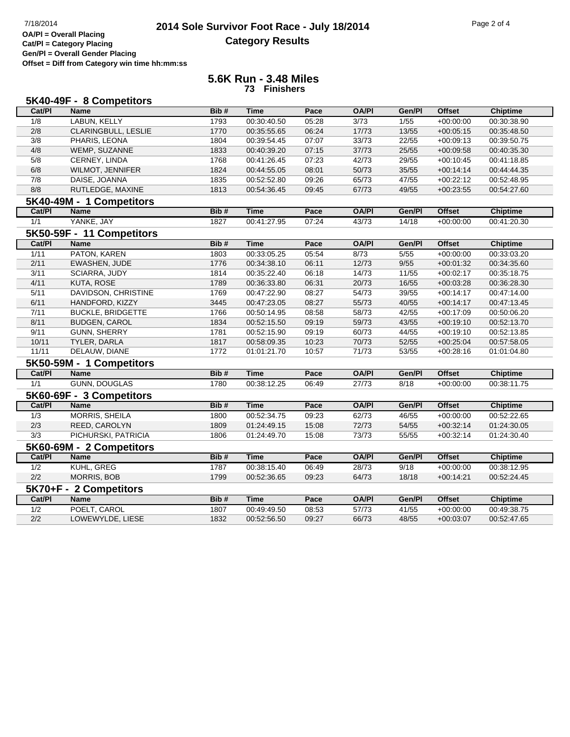OA/Pl = Overall Placing
Cat/Pl = Category Placing
Gen/Pl = Overall Gender Placing
Offset = Diff from Category win time hh:mm:ss

# 2014 Sole Survivor Foot Race - July 18/2014

## Category Results

## 5.6K Run - 3.48 Miles

**73 Finishers**

### 5K40-49F - 8 Competitors

| Cat/Pl | Name | Bib # | Time | Pace | OA/Pl | Gen/Pl | Offset | Chiptime |
|---|---|---|---|---|---|---|---|---|
| 1/8 | LABUN, KELLY | 1793 | 00:30:40.50 | 05:28 | 3/73 | 1/55 | +00:00:00 | 00:30:38.90 |
| 2/8 | CLARINGBULL, LESLIE | 1770 | 00:35:55.65 | 06:24 | 17/73 | 13/55 | +00:05:15 | 00:35:48.50 |
| 3/8 | PHARIS, LEONA | 1804 | 00:39:54.45 | 07:07 | 33/73 | 22/55 | +00:09:13 | 00:39:50.75 |
| 4/8 | WEMP, SUZANNE | 1833 | 00:40:39.20 | 07:15 | 37/73 | 25/55 | +00:09:58 | 00:40:35.30 |
| 5/8 | CERNEY, LINDA | 1768 | 00:41:26.45 | 07:23 | 42/73 | 29/55 | +00:10:45 | 00:41:18.85 |
| 6/8 | WILMOT, JENNIFER | 1824 | 00:44:55.05 | 08:01 | 50/73 | 35/55 | +00:14:14 | 00:44:44.35 |
| 7/8 | DAISE, JOANNA | 1835 | 00:52:52.80 | 09:26 | 65/73 | 47/55 | +00:22:12 | 00:52:48.95 |
| 8/8 | RUTLEDGE, MAXINE | 1813 | 00:54:36.45 | 09:45 | 67/73 | 49/55 | +00:23:55 | 00:54:27.60 |

### 5K40-49M - 1 Competitors

| Cat/Pl | Name | Bib # | Time | Pace | OA/Pl | Gen/Pl | Offset | Chiptime |
|---|---|---|---|---|---|---|---|---|
| 1/1 | YANKE, JAY | 1827 | 00:41:27.95 | 07:24 | 43/73 | 14/18 | +00:00:00 | 00:41:20.30 |

### 5K50-59F - 11 Competitors

| Cat/Pl | Name | Bib # | Time | Pace | OA/Pl | Gen/Pl | Offset | Chiptime |
|---|---|---|---|---|---|---|---|---|
| 1/11 | PATON, KAREN | 1803 | 00:33:05.25 | 05:54 | 8/73 | 5/55 | +00:00:00 | 00:33:03.20 |
| 2/11 | EWASHEN, JUDE | 1776 | 00:34:38.10 | 06:11 | 12/73 | 9/55 | +00:01:32 | 00:34:35.60 |
| 3/11 | SCIARRA, JUDY | 1814 | 00:35:22.40 | 06:18 | 14/73 | 11/55 | +00:02:17 | 00:35:18.75 |
| 4/11 | KUTA, ROSE | 1789 | 00:36:33.80 | 06:31 | 20/73 | 16/55 | +00:03:28 | 00:36:28.30 |
| 5/11 | DAVIDSON, CHRISTINE | 1769 | 00:47:22.90 | 08:27 | 54/73 | 39/55 | +00:14:17 | 00:47:14.00 |
| 6/11 | HANDFORD, KIZZY | 3445 | 00:47:23.05 | 08:27 | 55/73 | 40/55 | +00:14:17 | 00:47:13.45 |
| 7/11 | BUCKLE, BRIDGETTE | 1766 | 00:50:14.95 | 08:58 | 58/73 | 42/55 | +00:17:09 | 00:50:06.20 |
| 8/11 | BUDGEN, CAROL | 1834 | 00:52:15.50 | 09:19 | 59/73 | 43/55 | +00:19:10 | 00:52:13.70 |
| 9/11 | GUNN, SHERRY | 1781 | 00:52:15.90 | 09:19 | 60/73 | 44/55 | +00:19:10 | 00:52:13.85 |
| 10/11 | TYLER, DARLA | 1817 | 00:58:09.35 | 10:23 | 70/73 | 52/55 | +00:25:04 | 00:57:58.05 |
| 11/11 | DELAUW, DIANE | 1772 | 01:01:21.70 | 10:57 | 71/73 | 53/55 | +00:28:16 | 01:01:04.80 |

### 5K50-59M - 1 Competitors

| Cat/Pl | Name | Bib # | Time | Pace | OA/Pl | Gen/Pl | Offset | Chiptime |
|---|---|---|---|---|---|---|---|---|
| 1/1 | GUNN, DOUGLAS | 1780 | 00:38:12.25 | 06:49 | 27/73 | 8/18 | +00:00:00 | 00:38:11.75 |

### 5K60-69F - 3 Competitors

| Cat/Pl | Name | Bib # | Time | Pace | OA/Pl | Gen/Pl | Offset | Chiptime |
|---|---|---|---|---|---|---|---|---|
| 1/3 | MORRIS, SHEILA | 1800 | 00:52:34.75 | 09:23 | 62/73 | 46/55 | +00:00:00 | 00:52:22.65 |
| 2/3 | REED, CAROLYN | 1809 | 01:24:49.15 | 15:08 | 72/73 | 54/55 | +00:32:14 | 01:24:30.05 |
| 3/3 | PICHURSKI, PATRICIA | 1806 | 01:24:49.70 | 15:08 | 73/73 | 55/55 | +00:32:14 | 01:24:30.40 |

### 5K60-69M - 2 Competitors

| Cat/Pl | Name | Bib # | Time | Pace | OA/Pl | Gen/Pl | Offset | Chiptime |
|---|---|---|---|---|---|---|---|---|
| 1/2 | KUHL, GREG | 1787 | 00:38:15.40 | 06:49 | 28/73 | 9/18 | +00:00:00 | 00:38:12.95 |
| 2/2 | MORRIS, BOB | 1799 | 00:52:36.65 | 09:23 | 64/73 | 18/18 | +00:14:21 | 00:52:24.45 |

### 5K70+F - 2 Competitors

| Cat/Pl | Name | Bib # | Time | Pace | OA/Pl | Gen/Pl | Offset | Chiptime |
|---|---|---|---|---|---|---|---|---|
| 1/2 | POELT, CAROL | 1807 | 00:49:49.50 | 08:53 | 57/73 | 41/55 | +00:00:00 | 00:49:38.75 |
| 2/2 | LOWEWYLDE, LIESE | 1832 | 00:52:56.50 | 09:27 | 66/73 | 48/55 | +00:03:07 | 00:52:47.65 |